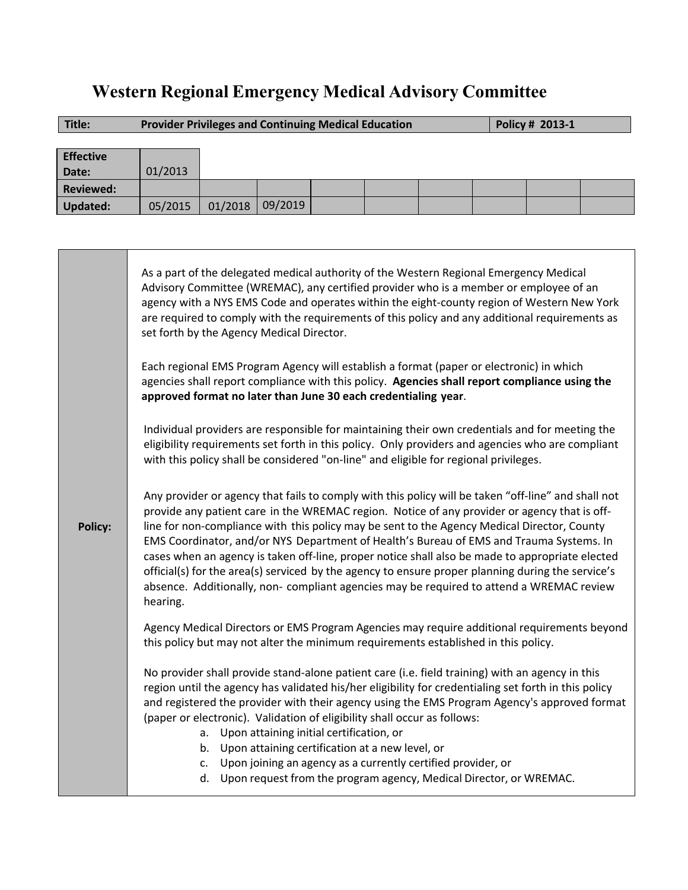# Western Regional Emergency Medical Advisory Committee

| **Title:** | **Provider Privileges and Continuing Medical Education** | **Policy # 2013-1** |
|---|---|---|

| **Effective Date:** | 01/2013 | | | | | | | | |
|---|---|---|---|---|---|---|---|---|---|
| **Reviewed:** | | | | | | | | | |
| **Updated:** | 05/2015 | 01/2018 | 09/2019 | | | | | | |

**Policy:**

As a part of the delegated medical authority of the Western Regional Emergency Medical Advisory Committee (WREMAC), any certified provider who is a member or employee of an agency with a NYS EMS Code and operates within the eight-county region of Western New York are required to comply with the requirements of this policy and any additional requirements as set forth by the Agency Medical Director.

Each regional EMS Program Agency will establish a format (paper or electronic) in which agencies shall report compliance with this policy. **Agencies shall report compliance using the approved format no later than June 30 each credentialing year**.

Individual providers are responsible for maintaining their own credentials and for meeting the eligibility requirements set forth in this policy. Only providers and agencies who are compliant with this policy shall be considered "on-line" and eligible for regional privileges.

Any provider or agency that fails to comply with this policy will be taken "off-line" and shall not provide any patient care in the WREMAC region. Notice of any provider or agency that is off-line for non-compliance with this policy may be sent to the Agency Medical Director, County EMS Coordinator, and/or NYS Department of Health's Bureau of EMS and Trauma Systems. In cases when an agency is taken off-line, proper notice shall also be made to appropriate elected official(s) for the area(s) serviced by the agency to ensure proper planning during the service's absence. Additionally, non- compliant agencies may be required to attend a WREMAC review hearing.

Agency Medical Directors or EMS Program Agencies may require additional requirements beyond this policy but may not alter the minimum requirements established in this policy.

No provider shall provide stand-alone patient care (i.e. field training) with an agency in this region until the agency has validated his/her eligibility for credentialing set forth in this policy and registered the provider with their agency using the EMS Program Agency's approved format (paper or electronic). Validation of eligibility shall occur as follows:

a. Upon attaining initial certification, or
b. Upon attaining certification at a new level, or
c. Upon joining an agency as a currently certified provider, or
d. Upon request from the program agency, Medical Director, or WREMAC.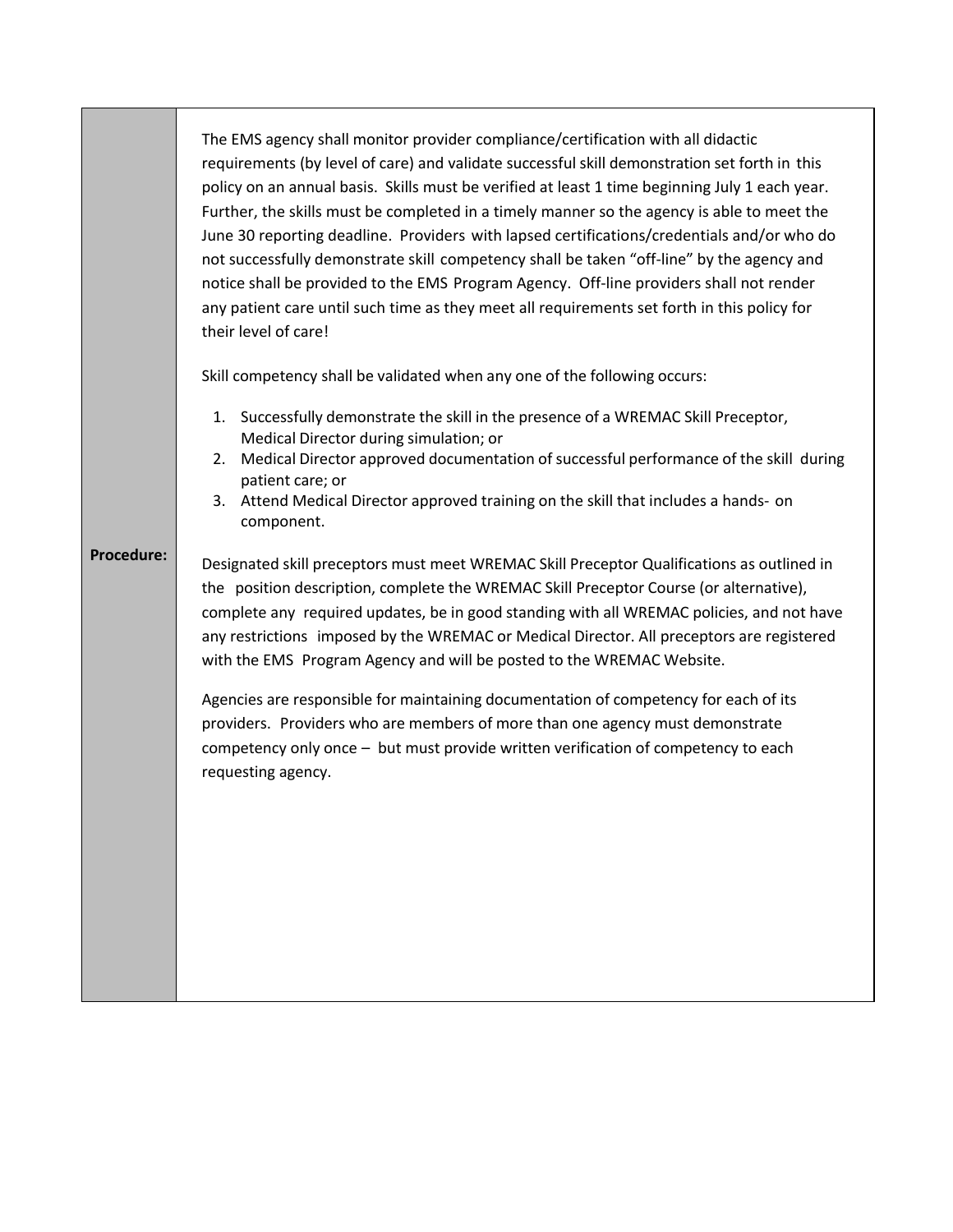| | |
|---|---|
| **Procedure:** | The EMS agency shall monitor provider compliance/certification with all didactic requirements (by level of care) and validate successful skill demonstration set forth in this policy on an annual basis. Skills must be verified at least 1 time beginning July 1 each year. Further, the skills must be completed in a timely manner so the agency is able to meet the June 30 reporting deadline. Providers with lapsed certifications/credentials and/or who do not successfully demonstrate skill competency shall be taken "off-line" by the agency and notice shall be provided to the EMS Program Agency. Off-line providers shall not render any patient care until such time as they meet all requirements set forth in this policy for their level of care!<br><br>Skill competency shall be validated when any one of the following occurs:<br><br>1. Successfully demonstrate the skill in the presence of a WREMAC Skill Preceptor, Medical Director during simulation; or<br>2. Medical Director approved documentation of successful performance of the skill during patient care; or<br>3. Attend Medical Director approved training on the skill that includes a hands- on component.<br><br>Designated skill preceptors must meet WREMAC Skill Preceptor Qualifications as outlined in the position description, complete the WREMAC Skill Preceptor Course (or alternative), complete any required updates, be in good standing with all WREMAC policies, and not have any restrictions imposed by the WREMAC or Medical Director. All preceptors are registered with the EMS Program Agency and will be posted to the WREMAC Website.<br><br>Agencies are responsible for maintaining documentation of competency for each of its providers. Providers who are members of more than one agency must demonstrate competency only once – but must provide written verification of competency to each requesting agency. |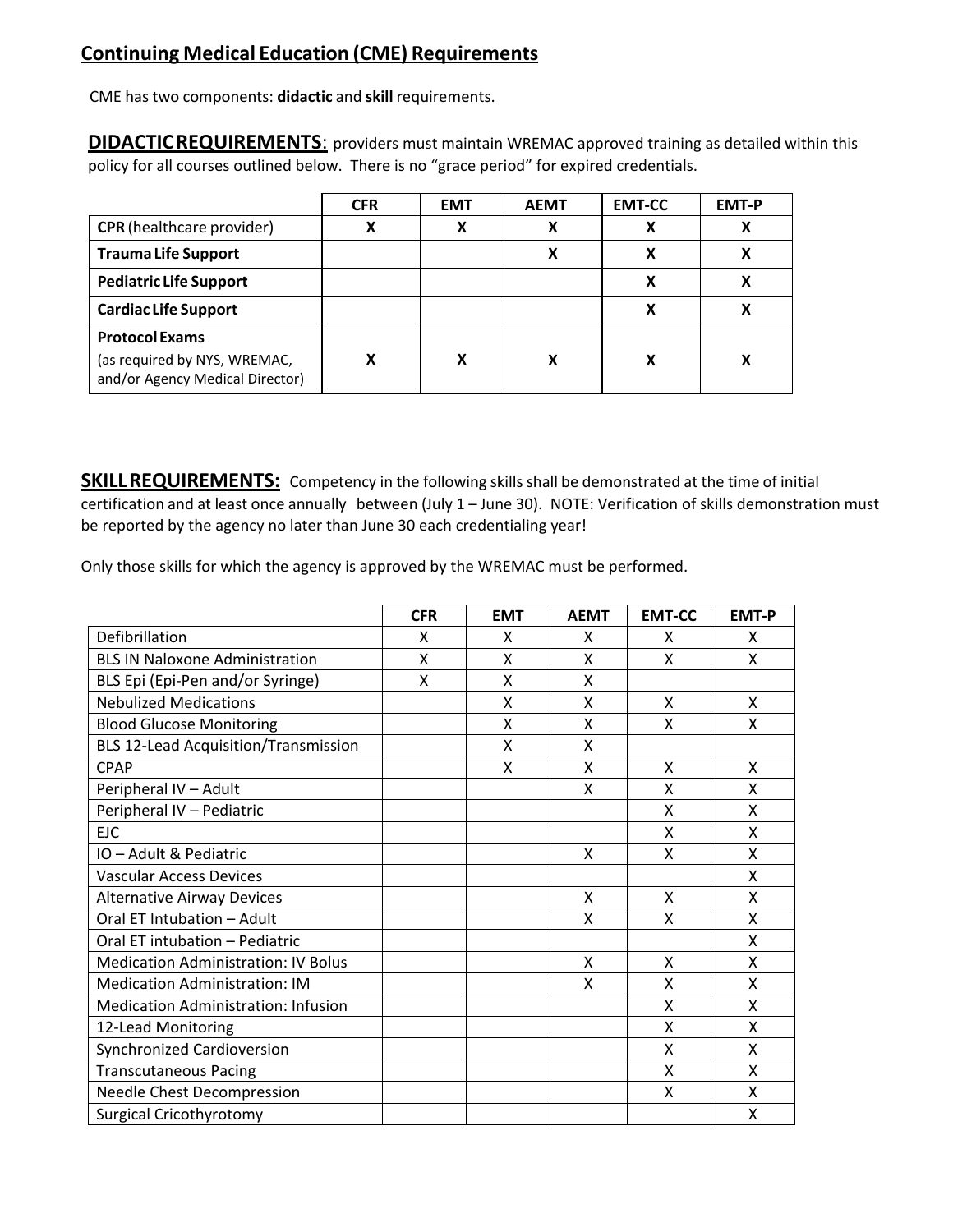## Continuing Medical Education (CME) Requirements

CME has two components: **didactic** and **skill** requirements.

**DIDACTIC REQUIREMENTS**: providers must maintain WREMAC approved training as detailed within this policy for all courses outlined below. There is no "grace period" for expired credentials.

| | CFR | EMT | AEMT | EMT-CC | EMT-P |
|---|---|---|---|---|---|
| **CPR** (healthcare provider) | X | X | X | X | X |
| **Trauma Life Support** | | | X | X | X |
| **Pediatric Life Support** | | | | X | X |
| **Cardiac Life Support** | | | | X | X |
| **Protocol Exams** (as required by NYS, WREMAC, and/or Agency Medical Director) | X | X | X | X | X |

**SKILL REQUIREMENTS:** Competency in the following skills shall be demonstrated at the time of initial certification and at least once annually between (July 1 – June 30). NOTE: Verification of skills demonstration must be reported by the agency no later than June 30 each credentialing year!

Only those skills for which the agency is approved by the WREMAC must be performed.

| | CFR | EMT | AEMT | EMT-CC | EMT-P |
|---|---|---|---|---|---|
| Defibrillation | X | X | X | X | X |
| BLS IN Naloxone Administration | X | X | X | X | X |
| BLS Epi (Epi-Pen and/or Syringe) | X | X | X | | |
| Nebulized Medications | | X | X | X | X |
| Blood Glucose Monitoring | | X | X | X | X |
| BLS 12-Lead Acquisition/Transmission | | X | X | | |
| CPAP | | X | X | X | X |
| Peripheral IV – Adult | | | X | X | X |
| Peripheral IV – Pediatric | | | | X | X |
| EJC | | | | X | X |
| IO – Adult & Pediatric | | | X | X | X |
| Vascular Access Devices | | | | | X |
| Alternative Airway Devices | | | X | X | X |
| Oral ET Intubation – Adult | | | X | X | X |
| Oral ET intubation – Pediatric | | | | | X |
| Medication Administration: IV Bolus | | | X | X | X |
| Medication Administration: IM | | | X | X | X |
| Medication Administration: Infusion | | | | X | X |
| 12-Lead Monitoring | | | | X | X |
| Synchronized Cardioversion | | | | X | X |
| Transcutaneous Pacing | | | | X | X |
| Needle Chest Decompression | | | | X | X |
| Surgical Cricothyrotomy | | | | | X |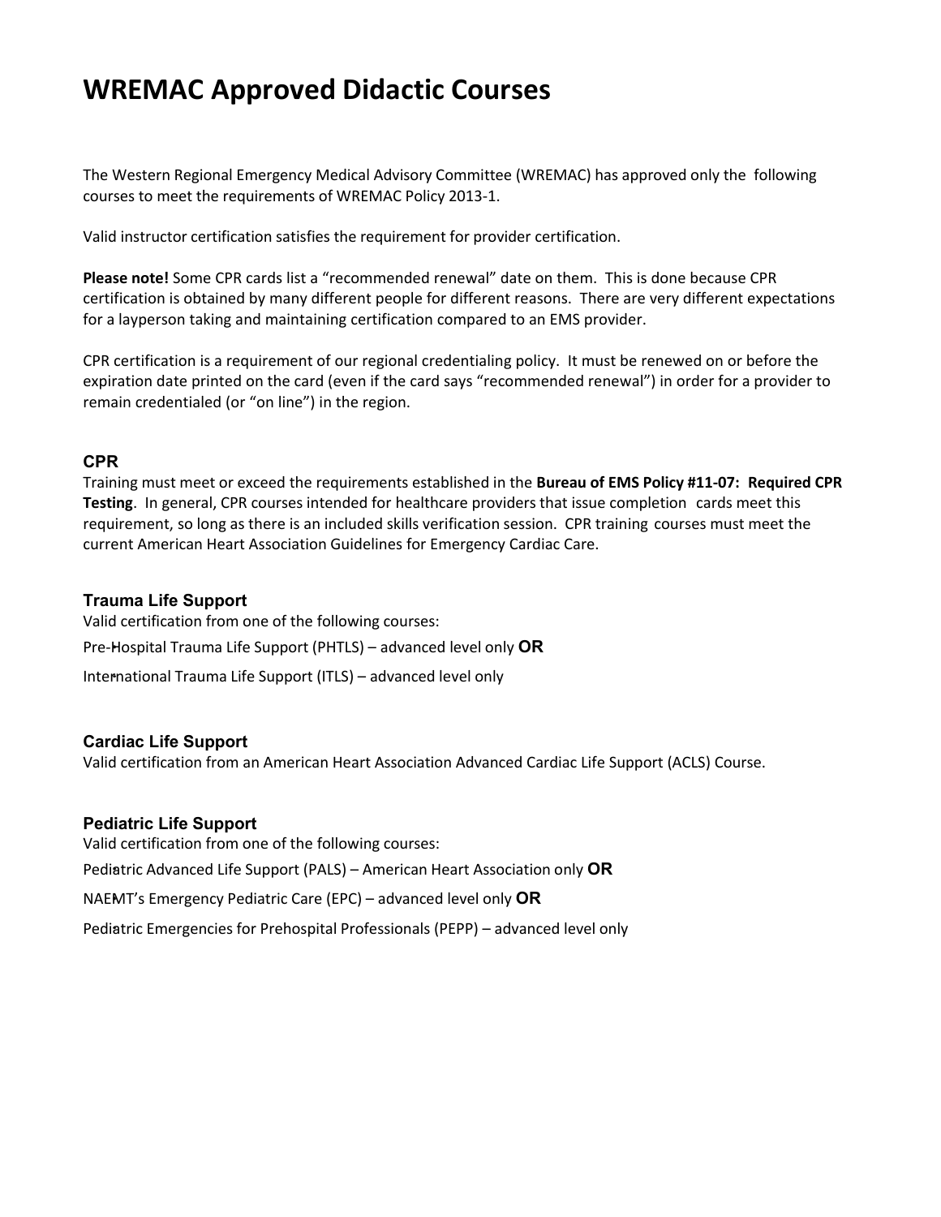# WREMAC Approved Didactic Courses

The Western Regional Emergency Medical Advisory Committee (WREMAC) has approved only the following courses to meet the requirements of WREMAC Policy 2013-1.

Valid instructor certification satisfies the requirement for provider certification.

**Please note!** Some CPR cards list a "recommended renewal" date on them. This is done because CPR certification is obtained by many different people for different reasons. There are very different expectations for a layperson taking and maintaining certification compared to an EMS provider.

CPR certification is a requirement of our regional credentialing policy. It must be renewed on or before the expiration date printed on the card (even if the card says "recommended renewal") in order for a provider to remain credentialed (or "on line") in the region.

### CPR

Training must meet or exceed the requirements established in the **Bureau of EMS Policy #11-07: Required CPR Testing**. In general, CPR courses intended for healthcare providers that issue completion cards meet this requirement, so long as there is an included skills verification session. CPR training courses must meet the current American Heart Association Guidelines for Emergency Cardiac Care.

### Trauma Life Support

Valid certification from one of the following courses:

Pre-Hospital Trauma Life Support (PHTLS) – advanced level only **OR**

International Trauma Life Support (ITLS) – advanced level only

### Cardiac Life Support

Valid certification from an American Heart Association Advanced Cardiac Life Support (ACLS) Course.

### Pediatric Life Support

Valid certification from one of the following courses:

Pediatric Advanced Life Support (PALS) – American Heart Association only **OR**

NAEMT's Emergency Pediatric Care (EPC) – advanced level only **OR**

Pediatric Emergencies for Prehospital Professionals (PEPP) – advanced level only